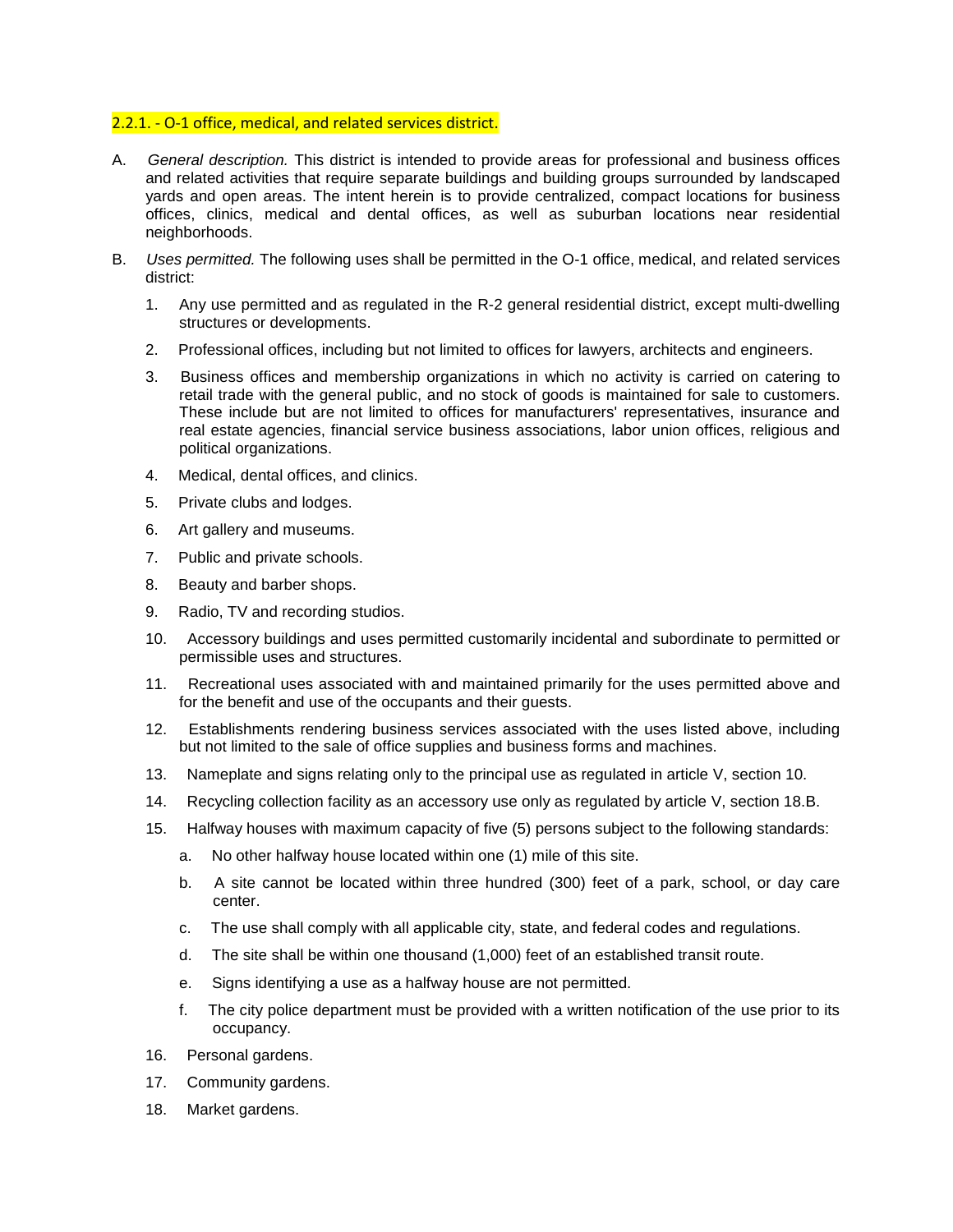## 2.2.1. - O-1 office, medical, and related services district.

A. *General description.* This district is intended to provide areas for professional and business offices and related activities that require separate buildings and building groups surrounded by landscaped yards and open areas. The intent herein is to provide centralized, compact locations for business offices, clinics, medical and dental offices, as well as suburban locations near residential neighborhoods.

B. *Uses permitted.* The following uses shall be permitted in the O-1 office, medical, and related services district:

1. Any use permitted and as regulated in the R-2 general residential district, except multi-dwelling structures or developments.
2. Professional offices, including but not limited to offices for lawyers, architects and engineers.
3. Business offices and membership organizations in which no activity is carried on catering to retail trade with the general public, and no stock of goods is maintained for sale to customers. These include but are not limited to offices for manufacturers' representatives, insurance and real estate agencies, financial service business associations, labor union offices, religious and political organizations.
4. Medical, dental offices, and clinics.
5. Private clubs and lodges.
6. Art gallery and museums.
7. Public and private schools.
8. Beauty and barber shops.
9. Radio, TV and recording studios.
10. Accessory buildings and uses permitted customarily incidental and subordinate to permitted or permissible uses and structures.
11. Recreational uses associated with and maintained primarily for the uses permitted above and for the benefit and use of the occupants and their guests.
12. Establishments rendering business services associated with the uses listed above, including but not limited to the sale of office supplies and business forms and machines.
13. Nameplate and signs relating only to the principal use as regulated in article V, section 10.
14. Recycling collection facility as an accessory use only as regulated by article V, section 18.B.
15. Halfway houses with maximum capacity of five (5) persons subject to the following standards:
    a. No other halfway house located within one (1) mile of this site.
    b. A site cannot be located within three hundred (300) feet of a park, school, or day care center.
    c. The use shall comply with all applicable city, state, and federal codes and regulations.
    d. The site shall be within one thousand (1,000) feet of an established transit route.
    e. Signs identifying a use as a halfway house are not permitted.
    f. The city police department must be provided with a written notification of the use prior to its occupancy.
16. Personal gardens.
17. Community gardens.
18. Market gardens.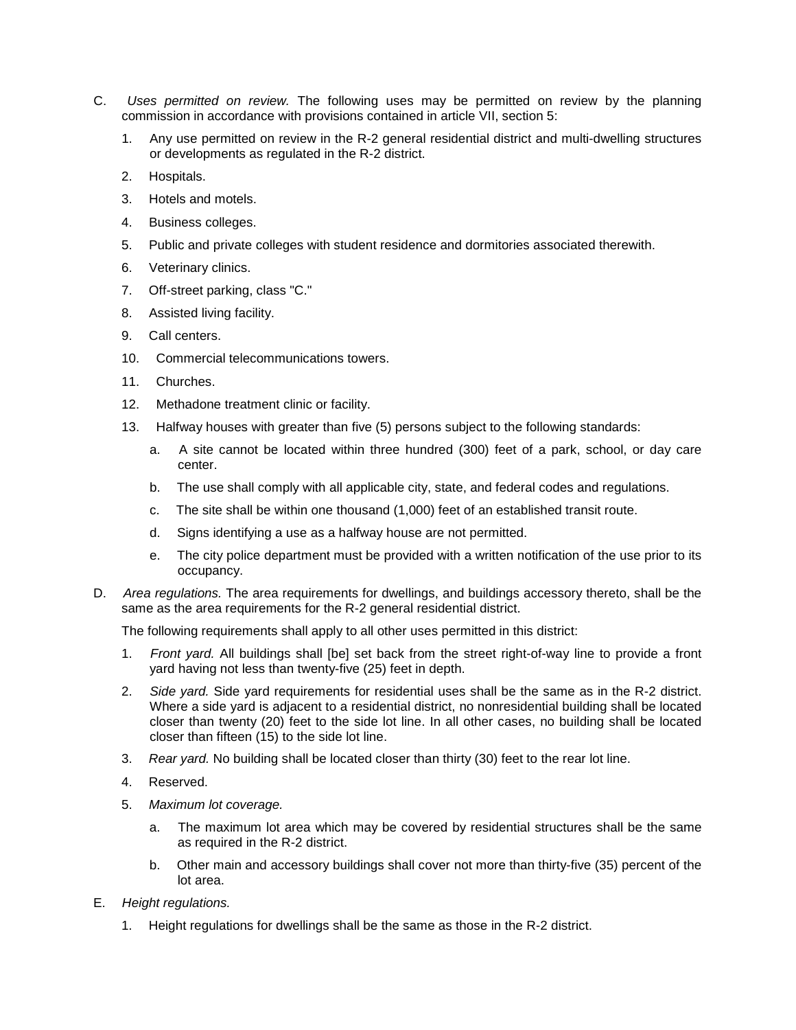C. *Uses permitted on review.* The following uses may be permitted on review by the planning commission in accordance with provisions contained in article VII, section 5:

1. Any use permitted on review in the R-2 general residential district and multi-dwelling structures or developments as regulated in the R-2 district.
2. Hospitals.
3. Hotels and motels.
4. Business colleges.
5. Public and private colleges with student residence and dormitories associated therewith.
6. Veterinary clinics.
7. Off-street parking, class "C."
8. Assisted living facility.
9. Call centers.
10. Commercial telecommunications towers.
11. Churches.
12. Methadone treatment clinic or facility.
13. Halfway houses with greater than five (5) persons subject to the following standards:
    a. A site cannot be located within three hundred (300) feet of a park, school, or day care center.
    b. The use shall comply with all applicable city, state, and federal codes and regulations.
    c. The site shall be within one thousand (1,000) feet of an established transit route.
    d. Signs identifying a use as a halfway house are not permitted.
    e. The city police department must be provided with a written notification of the use prior to its occupancy.

D. *Area regulations.* The area requirements for dwellings, and buildings accessory thereto, shall be the same as the area requirements for the R-2 general residential district.

The following requirements shall apply to all other uses permitted in this district:

1. *Front yard.* All buildings shall [be] set back from the street right-of-way line to provide a front yard having not less than twenty-five (25) feet in depth.
2. *Side yard.* Side yard requirements for residential uses shall be the same as in the R-2 district. Where a side yard is adjacent to a residential district, no nonresidential building shall be located closer than twenty (20) feet to the side lot line. In all other cases, no building shall be located closer than fifteen (15) to the side lot line.
3. *Rear yard.* No building shall be located closer than thirty (30) feet to the rear lot line.
4. Reserved.
5. *Maximum lot coverage.*
    a. The maximum lot area which may be covered by residential structures shall be the same as required in the R-2 district.
    b. Other main and accessory buildings shall cover not more than thirty-five (35) percent of the lot area.

E. *Height regulations.*

1. Height regulations for dwellings shall be the same as those in the R-2 district.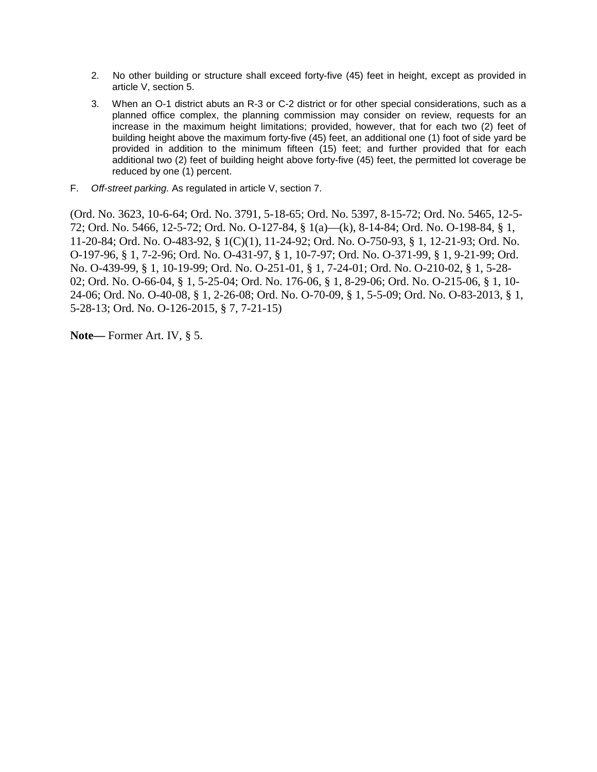2. No other building or structure shall exceed forty-five (45) feet in height, except as provided in article V, section 5.

3. When an O-1 district abuts an R-3 or C-2 district or for other special considerations, such as a planned office complex, the planning commission may consider on review, requests for an increase in the maximum height limitations; provided, however, that for each two (2) feet of building height above the maximum forty-five (45) feet, an additional one (1) foot of side yard be provided in addition to the minimum fifteen (15) feet; and further provided that for each additional two (2) feet of building height above forty-five (45) feet, the permitted lot coverage be reduced by one (1) percent.

F. *Off-street parking.* As regulated in article V, section 7.

(Ord. No. 3623, 10-6-64; Ord. No. 3791, 5-18-65; Ord. No. 5397, 8-15-72; Ord. No. 5465, 12-5-72; Ord. No. 5466, 12-5-72; Ord. No. O-127-84, § 1(a)—(k), 8-14-84; Ord. No. O-198-84, § 1, 11-20-84; Ord. No. O-483-92, § 1(C)(1), 11-24-92; Ord. No. O-750-93, § 1, 12-21-93; Ord. No. O-197-96, § 1, 7-2-96; Ord. No. O-431-97, § 1, 10-7-97; Ord. No. O-371-99, § 1, 9-21-99; Ord. No. O-439-99, § 1, 10-19-99; Ord. No. O-251-01, § 1, 7-24-01; Ord. No. O-210-02, § 1, 5-28-02; Ord. No. O-66-04, § 1, 5-25-04; Ord. No. 176-06, § 1, 8-29-06; Ord. No. O-215-06, § 1, 10-24-06; Ord. No. O-40-08, § 1, 2-26-08; Ord. No. O-70-09, § 1, 5-5-09; Ord. No. O-83-2013, § 1, 5-28-13; Ord. No. O-126-2015, § 7, 7-21-15)

**Note—** Former Art. IV, § 5.